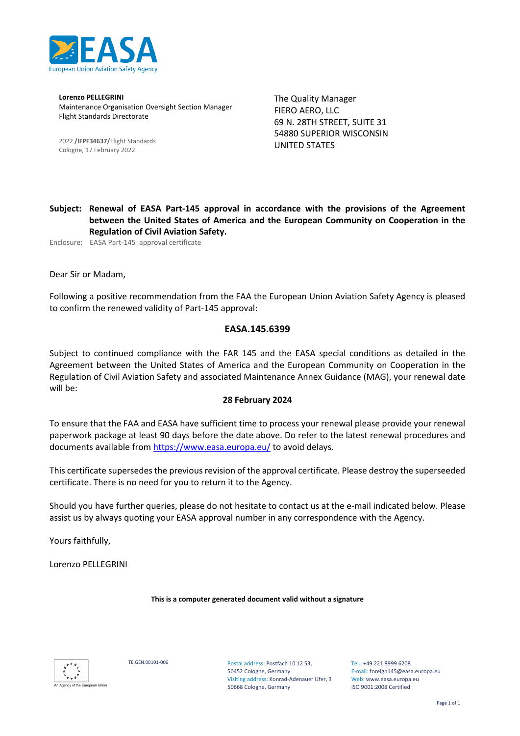EASA
European Union Aviation Safety Agency

**Lorenzo PELLEGRINI**
Maintenance Organisation Oversight Section Manager
Flight Standards Directorate

2022 **/IFPF34637/**Flight Standards
Cologne, 17 February 2022

The Quality Manager
FIERO AERO, LLC
69 N. 28TH STREET, SUITE 31
54880 SUPERIOR WISCONSIN
UNITED STATES

**Subject: Renewal of EASA Part-145 approval in accordance with the provisions of the Agreement between the United States of America and the European Community on Cooperation in the Regulation of Civil Aviation Safety.**

Enclosure: EASA Part-145 approval certificate

Dear Sir or Madam,

Following a positive recommendation from the FAA the European Union Aviation Safety Agency is pleased to confirm the renewed validity of Part-145 approval:

**EASA.145.6399**

Subject to continued compliance with the FAR 145 and the EASA special conditions as detailed in the Agreement between the United States of America and the European Community on Cooperation in the Regulation of Civil Aviation Safety and associated Maintenance Annex Guidance (MAG), your renewal date will be:

**28 February 2024**

To ensure that the FAA and EASA have sufficient time to process your renewal please provide your renewal paperwork package at least 90 days before the date above. Do refer to the latest renewal procedures and documents available from https://www.easa.europa.eu/ to avoid delays.

This certificate supersedes the previous revision of the approval certificate. Please destroy the superseeded certificate. There is no need for you to return it to the Agency.

Should you have further queries, please do not hesitate to contact us at the e-mail indicated below. Please assist us by always quoting your EASA approval number in any correspondence with the Agency.

Yours faithfully,

Lorenzo PELLEGRINI

**This is a computer generated document valid without a signature**

An Agency of the European Union

TE.GEN.00101-006

Postal address: Postfach 10 12 53, 50452 Cologne, Germany
Visiting address: Konrad-Adenauer Ufer, 3 50668 Cologne, Germany

Tel.: +49 221 8999 6208
E-mail: foreign145@easa.europa.eu
Web: www.easa.europa.eu
ISO 9001:2008 Certified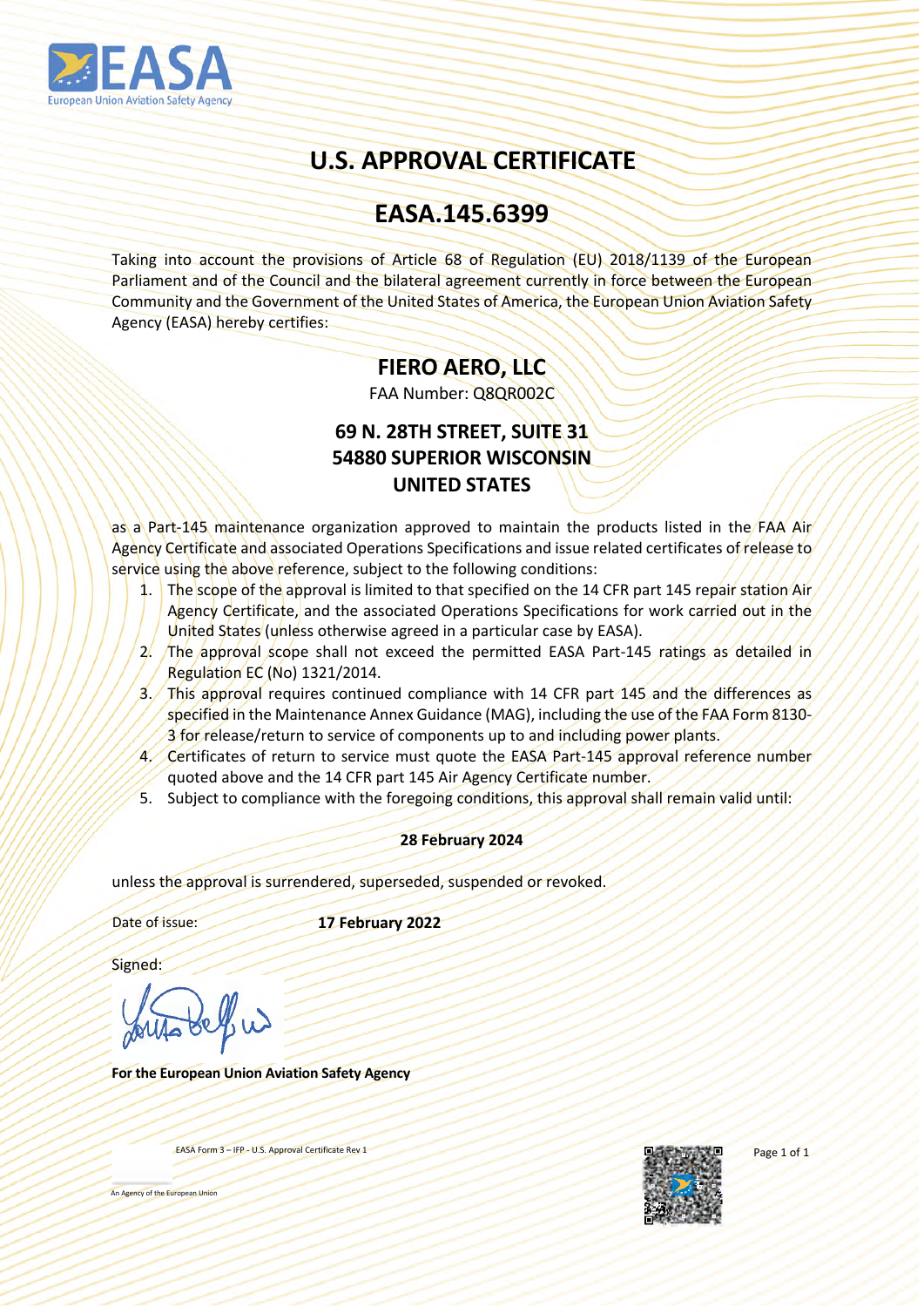# U.S. APPROVAL CERTIFICATE

## EASA.145.6399

Taking into account the provisions of Article 68 of Regulation (EU) 2018/1139 of the European Parliament and of the Council and the bilateral agreement currently in force between the European Community and the Government of the United States of America, the European Union Aviation Safety Agency (EASA) hereby certifies:

**FIERO AERO, LLC**

FAA Number: Q8QR002C

**69 N. 28TH STREET, SUITE 31**
**54880 SUPERIOR WISCONSIN**
**UNITED STATES**

as a Part-145 maintenance organization approved to maintain the products listed in the FAA Air Agency Certificate and associated Operations Specifications and issue related certificates of release to service using the above reference, subject to the following conditions:

1. The scope of the approval is limited to that specified on the 14 CFR part 145 repair station Air Agency Certificate, and the associated Operations Specifications for work carried out in the United States (unless otherwise agreed in a particular case by EASA).
2. The approval scope shall not exceed the permitted EASA Part-145 ratings as detailed in Regulation EC (No) 1321/2014.
3. This approval requires continued compliance with 14 CFR part 145 and the differences as specified in the Maintenance Annex Guidance (MAG), including the use of the FAA Form 8130-3 for release/return to service of components up to and including power plants.
4. Certificates of return to service must quote the EASA Part-145 approval reference number quoted above and the 14 CFR part 145 Air Agency Certificate number.
5. Subject to compliance with the foregoing conditions, this approval shall remain valid until:

**28 February 2024**

unless the approval is surrendered, superseded, suspended or revoked.

Date of issue: **17 February 2022**

Signed:

**For the European Union Aviation Safety Agency**

EASA Form 3 – IFP - U.S. Approval Certificate Rev 1

An Agency of the European Union